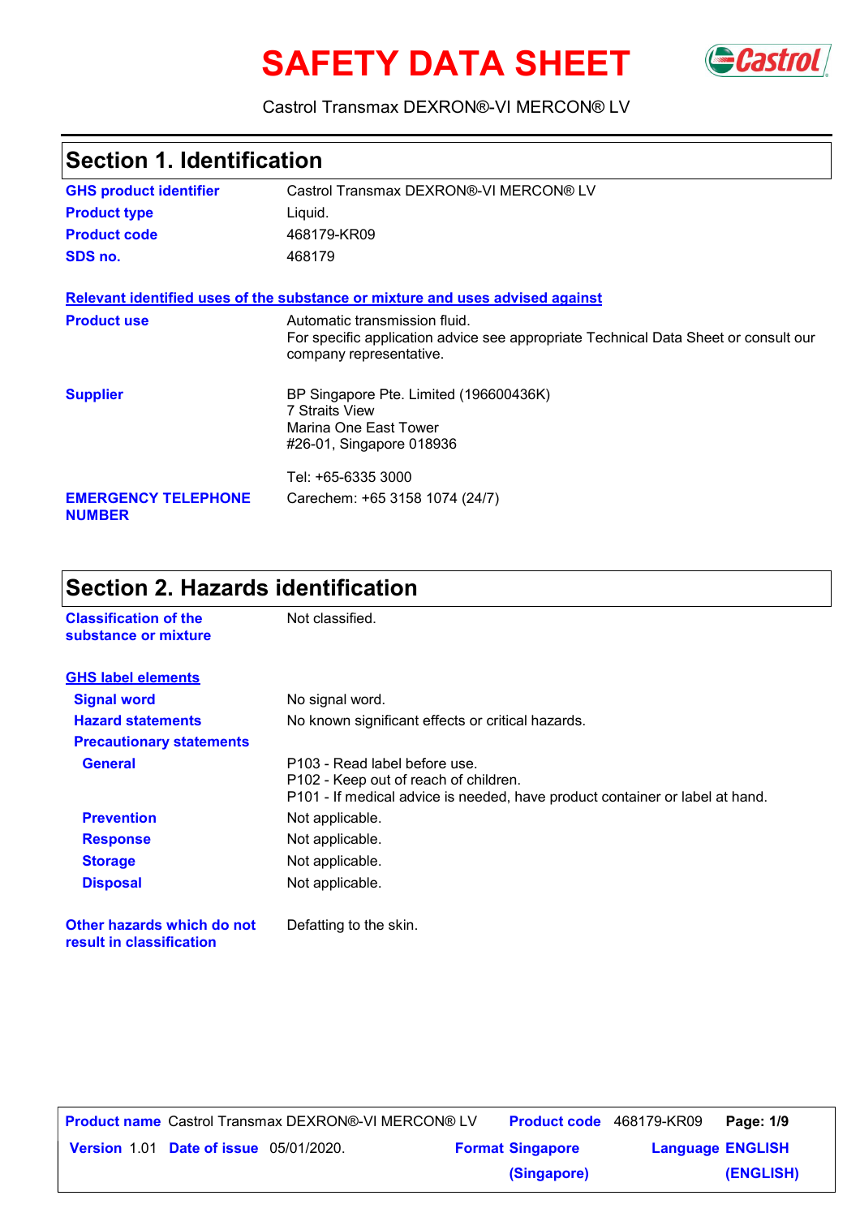# SAFETY DATA SHEET

Castrol Transmax DEXRON®-VI MERCON® LV

## Section 1. Identification

| | |
|---|---|
| **GHS product identifier** | Castrol Transmax DEXRON®-VI MERCON® LV |
| **Product type** | Liquid. |
| **Product code** | 468179-KR09 |
| **SDS no.** | 468179 |

**Relevant identified uses of the substance or mixture and uses advised against**

| | |
|---|---|
| **Product use** | Automatic transmission fluid.<br>For specific application advice see appropriate Technical Data Sheet or consult our company representative. |
| **Supplier** | BP Singapore Pte. Limited (196600436K)<br>7 Straits View<br>Marina One East Tower<br>#26-01, Singapore 018936<br><br>Tel: +65-6335 3000 |
| **EMERGENCY TELEPHONE NUMBER** | Carechem: +65 3158 1074 (24/7) |

## Section 2. Hazards identification

| | |
|---|---|
| **Classification of the substance or mixture** | Not classified. |

**GHS label elements**

| | |
|---|---|
| **Signal word** | No signal word. |
| **Hazard statements** | No known significant effects or critical hazards. |
| **Precautionary statements** | |
| **General** | P103 - Read label before use.<br>P102 - Keep out of reach of children.<br>P101 - If medical advice is needed, have product container or label at hand. |
| **Prevention** | Not applicable. |
| **Response** | Not applicable. |
| **Storage** | Not applicable. |
| **Disposal** | Not applicable. |

| | |
|---|---|
| **Other hazards which do not result in classification** | Defatting to the skin. |

| | | | | |
|---|---|---|---|---|
| **Product name** Castrol Transmax DEXRON®-VI MERCON® LV | | **Product code** 468179-KR09 | | |
| **Version** 1.01 | **Date of issue** 05/01/2020. | **Format** Singapore (Singapore) | **Language** ENGLISH (ENGLISH) | |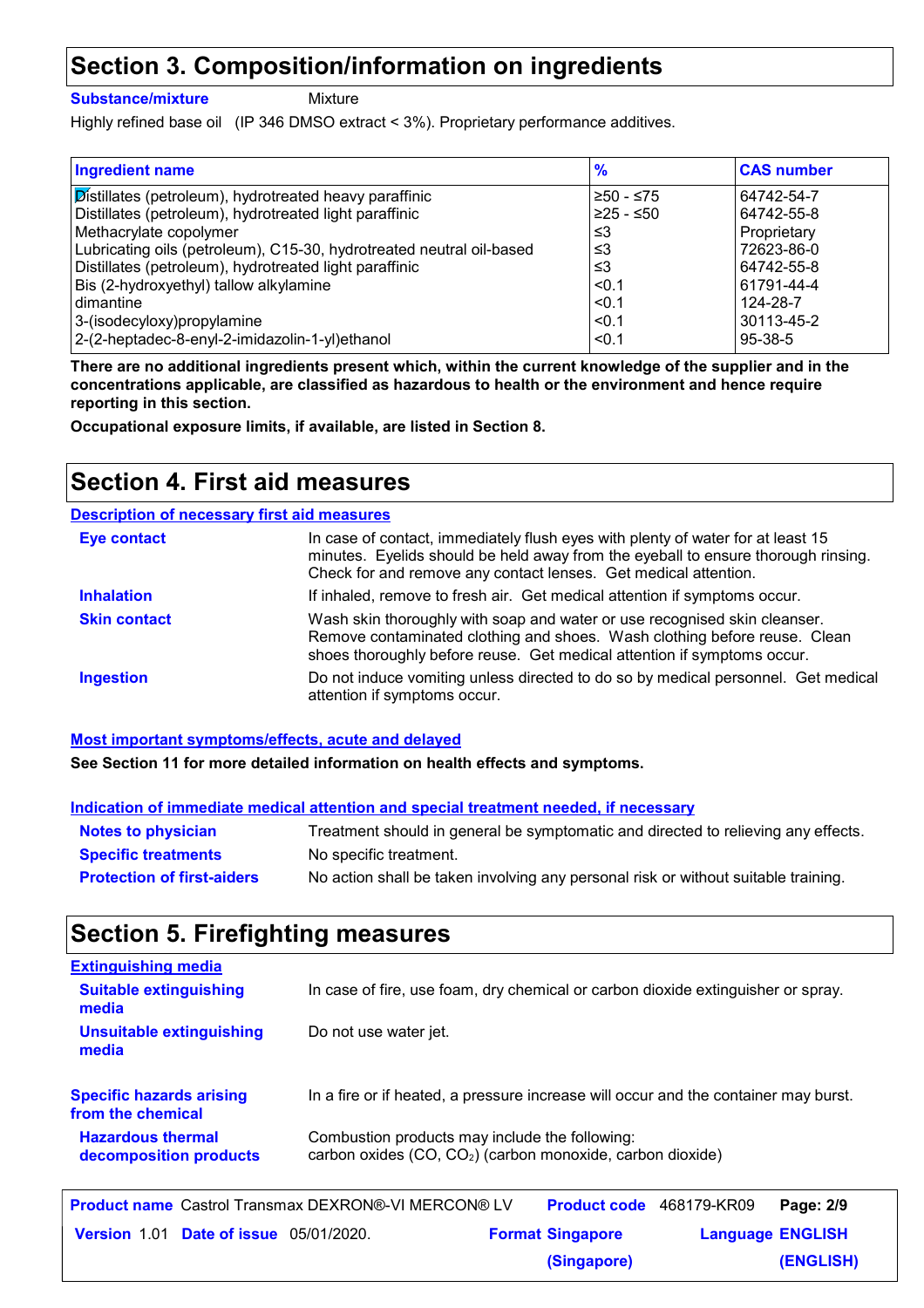## Section 3. Composition/information on ingredients

**Substance/mixture** Mixture

Highly refined base oil (IP 346 DMSO extract < 3%). Proprietary performance additives.

| Ingredient name | % | CAS number |
|---|---|---|
| Distillates (petroleum), hydrotreated heavy paraffinic | ≥50 - ≤75 | 64742-54-7 |
| Distillates (petroleum), hydrotreated light paraffinic | ≥25 - ≤50 | 64742-55-8 |
| Methacrylate copolymer | ≤3 | Proprietary |
| Lubricating oils (petroleum), C15-30, hydrotreated neutral oil-based | ≤3 | 72623-86-0 |
| Distillates (petroleum), hydrotreated light paraffinic | ≤3 | 64742-55-8 |
| Bis (2-hydroxyethyl) tallow alkylamine | <0.1 | 61791-44-4 |
| dimantine | <0.1 | 124-28-7 |
| 3-(isodecyloxy)propylamine | <0.1 | 30113-45-2 |
| 2-(2-heptadec-8-enyl-2-imidazolin-1-yl)ethanol | <0.1 | 95-38-5 |

**There are no additional ingredients present which, within the current knowledge of the supplier and in the concentrations applicable, are classified as hazardous to health or the environment and hence require reporting in this section.**

**Occupational exposure limits, if available, are listed in Section 8.**

## Section 4. First aid measures

### Description of necessary first aid measures

**Eye contact** In case of contact, immediately flush eyes with plenty of water for at least 15 minutes. Eyelids should be held away from the eyeball to ensure thorough rinsing. Check for and remove any contact lenses. Get medical attention.

**Inhalation** If inhaled, remove to fresh air. Get medical attention if symptoms occur.

**Skin contact** Wash skin thoroughly with soap and water or use recognised skin cleanser. Remove contaminated clothing and shoes. Wash clothing before reuse. Clean shoes thoroughly before reuse. Get medical attention if symptoms occur.

**Ingestion** Do not induce vomiting unless directed to do so by medical personnel. Get medical attention if symptoms occur.

### Most important symptoms/effects, acute and delayed

**See Section 11 for more detailed information on health effects and symptoms.**

### Indication of immediate medical attention and special treatment needed, if necessary

**Notes to physician** Treatment should in general be symptomatic and directed to relieving any effects.

**Specific treatments** No specific treatment.

**Protection of first-aiders** No action shall be taken involving any personal risk or without suitable training.

## Section 5. Firefighting measures

### Extinguishing media

**Suitable extinguishing media** In case of fire, use foam, dry chemical or carbon dioxide extinguisher or spray.

**Unsuitable extinguishing media** Do not use water jet.

**Specific hazards arising from the chemical** In a fire or if heated, a pressure increase will occur and the container may burst.

**Hazardous thermal decomposition products** Combustion products may include the following: carbon oxides ($CO$, $CO_2$) (carbon monoxide, carbon dioxide)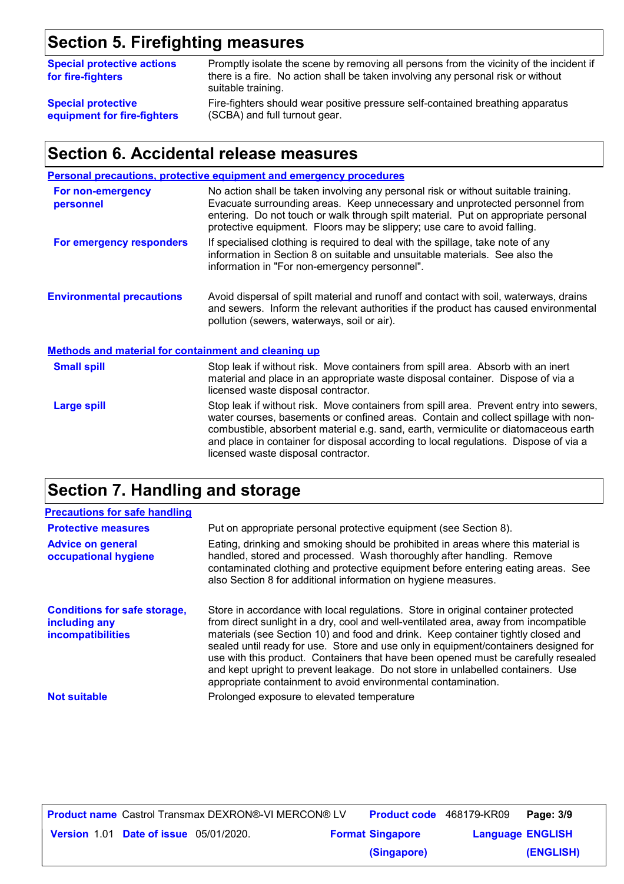## Section 5. Firefighting measures

**Special protective actions for fire-fighters**
Promptly isolate the scene by removing all persons from the vicinity of the incident if there is a fire. No action shall be taken involving any personal risk or without suitable training.

**Special protective equipment for fire-fighters**
Fire-fighters should wear positive pressure self-contained breathing apparatus (SCBA) and full turnout gear.

## Section 6. Accidental release measures

### Personal precautions, protective equipment and emergency procedures

**For non-emergency personnel**
No action shall be taken involving any personal risk or without suitable training. Evacuate surrounding areas. Keep unnecessary and unprotected personnel from entering. Do not touch or walk through spilt material. Put on appropriate personal protective equipment. Floors may be slippery; use care to avoid falling.

**For emergency responders**
If specialised clothing is required to deal with the spillage, take note of any information in Section 8 on suitable and unsuitable materials. See also the information in "For non-emergency personnel".

**Environmental precautions**
Avoid dispersal of spilt material and runoff and contact with soil, waterways, drains and sewers. Inform the relevant authorities if the product has caused environmental pollution (sewers, waterways, soil or air).

### Methods and material for containment and cleaning up

**Small spill**
Stop leak if without risk. Move containers from spill area. Absorb with an inert material and place in an appropriate waste disposal container. Dispose of via a licensed waste disposal contractor.

**Large spill**
Stop leak if without risk. Move containers from spill area. Prevent entry into sewers, water courses, basements or confined areas. Contain and collect spillage with non-combustible, absorbent material e.g. sand, earth, vermiculite or diatomaceous earth and place in container for disposal according to local regulations. Dispose of via a licensed waste disposal contractor.

## Section 7. Handling and storage

### Precautions for safe handling

**Protective measures**
Put on appropriate personal protective equipment (see Section 8).

**Advice on general occupational hygiene**
Eating, drinking and smoking should be prohibited in areas where this material is handled, stored and processed. Wash thoroughly after handling. Remove contaminated clothing and protective equipment before entering eating areas. See also Section 8 for additional information on hygiene measures.

**Conditions for safe storage, including any incompatibilities**
Store in accordance with local regulations. Store in original container protected from direct sunlight in a dry, cool and well-ventilated area, away from incompatible materials (see Section 10) and food and drink. Keep container tightly closed and sealed until ready for use. Store and use only in equipment/containers designed for use with this product. Containers that have been opened must be carefully resealed and kept upright to prevent leakage. Do not store in unlabelled containers. Use appropriate containment to avoid environmental contamination.

**Not suitable**
Prolonged exposure to elevated temperature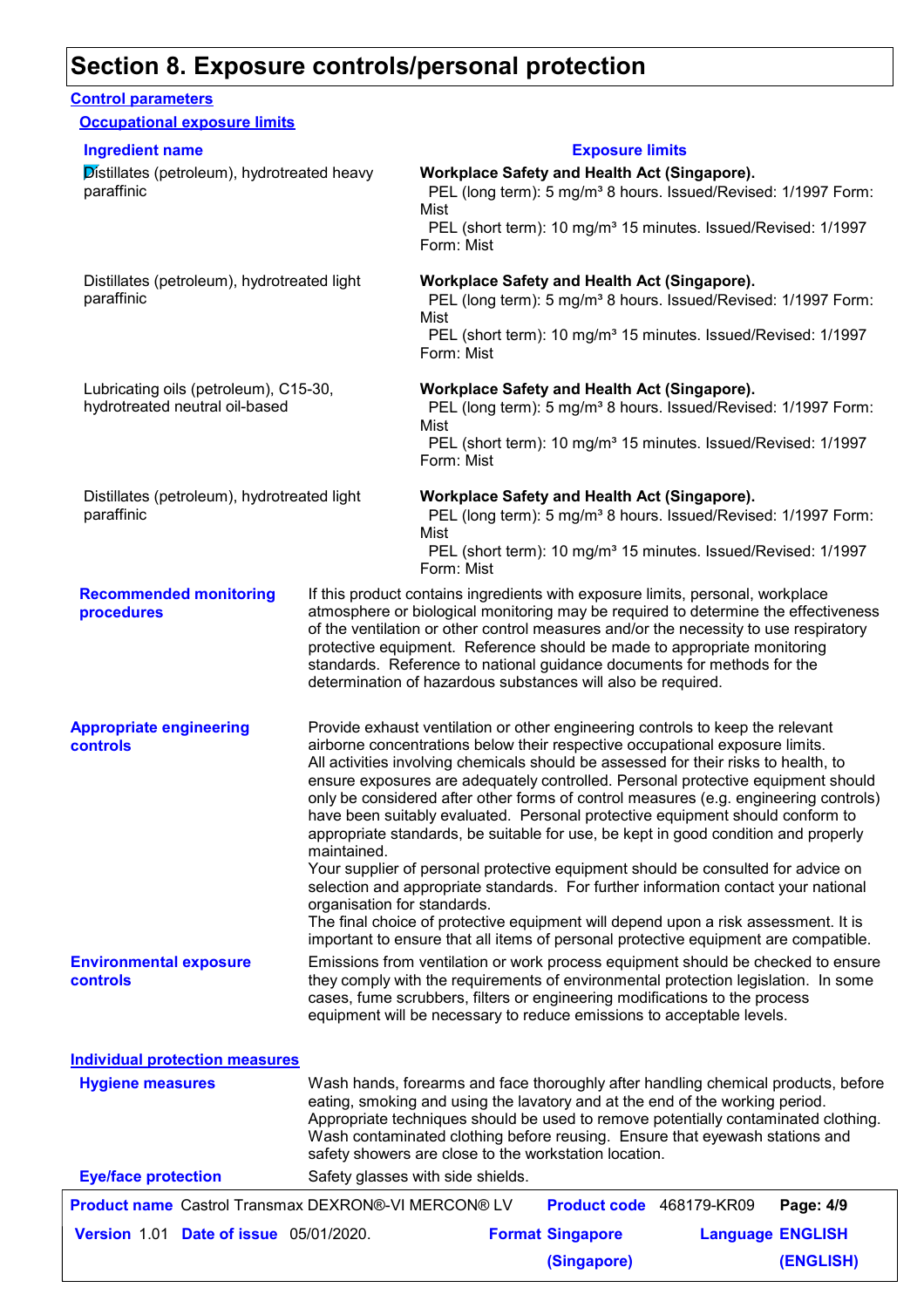# Section 8. Exposure controls/personal protection

## Control parameters

### Occupational exposure limits

| Ingredient name | Exposure limits |
| --- | --- |
| Distillates (petroleum), hydrotreated heavy paraffinic | **Workplace Safety and Health Act (Singapore).** PEL (long term): 5 mg/m³ 8 hours. Issued/Revised: 1/1997 Form: Mist PEL (short term): 10 mg/m³ 15 minutes. Issued/Revised: 1/1997 Form: Mist |
| Distillates (petroleum), hydrotreated light paraffinic | **Workplace Safety and Health Act (Singapore).** PEL (long term): 5 mg/m³ 8 hours. Issued/Revised: 1/1997 Form: Mist PEL (short term): 10 mg/m³ 15 minutes. Issued/Revised: 1/1997 Form: Mist |
| Lubricating oils (petroleum), C15-30, hydrotreated neutral oil-based | **Workplace Safety and Health Act (Singapore).** PEL (long term): 5 mg/m³ 8 hours. Issued/Revised: 1/1997 Form: Mist PEL (short term): 10 mg/m³ 15 minutes. Issued/Revised: 1/1997 Form: Mist |
| Distillates (petroleum), hydrotreated light paraffinic | **Workplace Safety and Health Act (Singapore).** PEL (long term): 5 mg/m³ 8 hours. Issued/Revised: 1/1997 Form: Mist PEL (short term): 10 mg/m³ 15 minutes. Issued/Revised: 1/1997 Form: Mist |

**Recommended monitoring procedures**

If this product contains ingredients with exposure limits, personal, workplace atmosphere or biological monitoring may be required to determine the effectiveness of the ventilation or other control measures and/or the necessity to use respiratory protective equipment. Reference should be made to appropriate monitoring standards. Reference to national guidance documents for methods for the determination of hazardous substances will also be required.

**Appropriate engineering controls**

Provide exhaust ventilation or other engineering controls to keep the relevant airborne concentrations below their respective occupational exposure limits.
All activities involving chemicals should be assessed for their risks to health, to ensure exposures are adequately controlled. Personal protective equipment should only be considered after other forms of control measures (e.g. engineering controls) have been suitably evaluated. Personal protective equipment should conform to appropriate standards, be suitable for use, be kept in good condition and properly maintained.
Your supplier of personal protective equipment should be consulted for advice on selection and appropriate standards. For further information contact your national organisation for standards.
The final choice of protective equipment will depend upon a risk assessment. It is important to ensure that all items of personal protective equipment are compatible.

**Environmental exposure controls**

Emissions from ventilation or work process equipment should be checked to ensure they comply with the requirements of environmental protection legislation. In some cases, fume scrubbers, filters or engineering modifications to the process equipment will be necessary to reduce emissions to acceptable levels.

## Individual protection measures

**Hygiene measures**

Wash hands, forearms and face thoroughly after handling chemical products, before eating, smoking and using the lavatory and at the end of the working period. Appropriate techniques should be used to remove potentially contaminated clothing. Wash contaminated clothing before reusing. Ensure that eyewash stations and safety showers are close to the workstation location.

**Eye/face protection**

Safety glasses with side shields.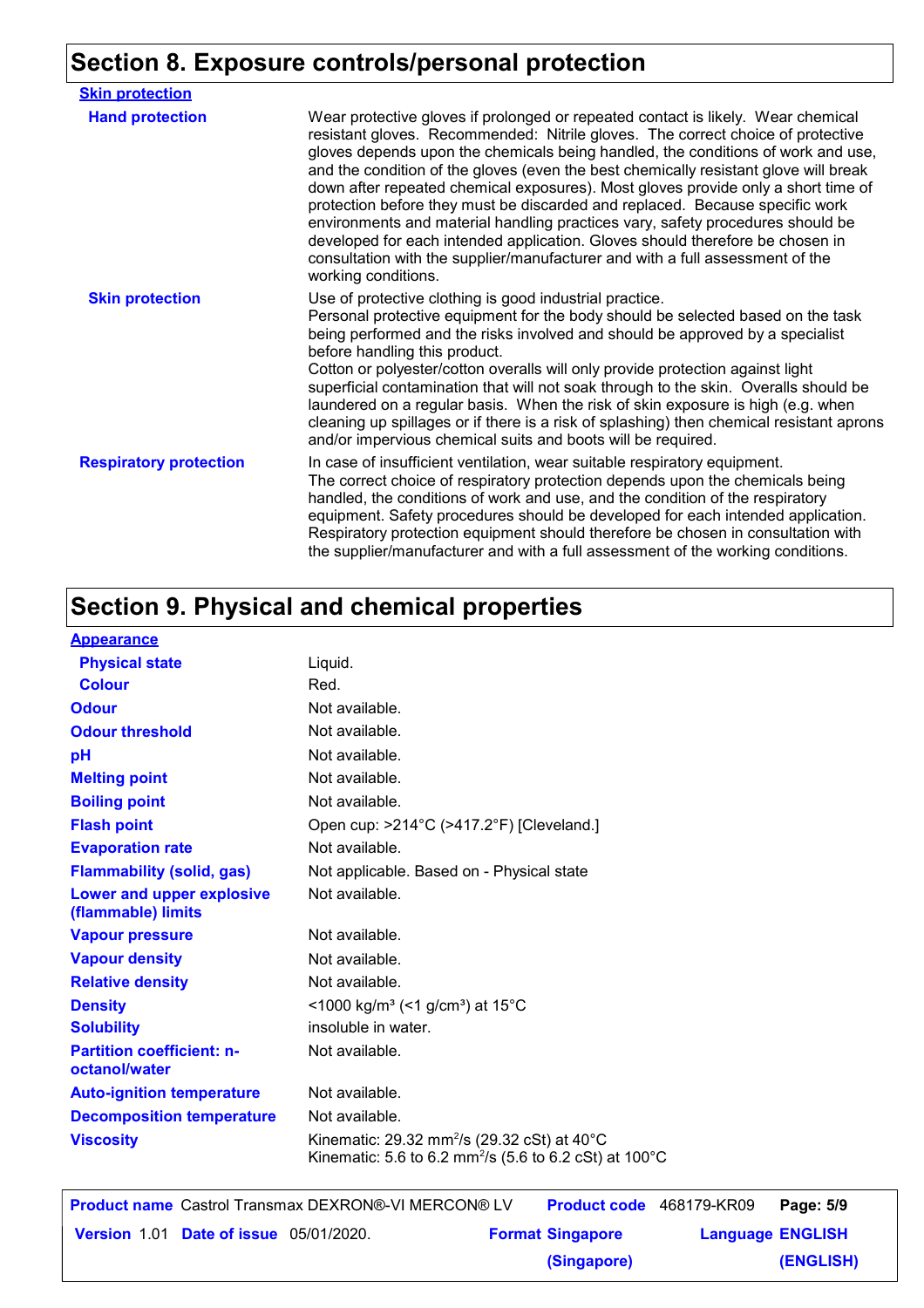## Section 8. Exposure controls/personal protection

**Skin protection**

| | |
|---|---|
| **Hand protection** | Wear protective gloves if prolonged or repeated contact is likely. Wear chemical resistant gloves. Recommended: Nitrile gloves. The correct choice of protective gloves depends upon the chemicals being handled, the conditions of work and use, and the condition of the gloves (even the best chemically resistant glove will break down after repeated chemical exposures). Most gloves provide only a short time of protection before they must be discarded and replaced. Because specific work environments and material handling practices vary, safety procedures should be developed for each intended application. Gloves should therefore be chosen in consultation with the supplier/manufacturer and with a full assessment of the working conditions. |
| **Skin protection** | Use of protective clothing is good industrial practice.<br>Personal protective equipment for the body should be selected based on the task being performed and the risks involved and should be approved by a specialist before handling this product.<br>Cotton or polyester/cotton overalls will only provide protection against light superficial contamination that will not soak through to the skin. Overalls should be laundered on a regular basis. When the risk of skin exposure is high (e.g. when cleaning up spillages or if there is a risk of splashing) then chemical resistant aprons and/or impervious chemical suits and boots will be required. |
| **Respiratory protection** | In case of insufficient ventilation, wear suitable respiratory equipment.<br>The correct choice of respiratory protection depends upon the chemicals being handled, the conditions of work and use, and the condition of the respiratory equipment. Safety procedures should be developed for each intended application. Respiratory protection equipment should therefore be chosen in consultation with the supplier/manufacturer and with a full assessment of the working conditions. |

## Section 9. Physical and chemical properties

**Appearance**

| | |
|---|---|
| **Physical state** | Liquid. |
| **Colour** | Red. |
| **Odour** | Not available. |
| **Odour threshold** | Not available. |
| **pH** | Not available. |
| **Melting point** | Not available. |
| **Boiling point** | Not available. |
| **Flash point** | Open cup: >214°C (>417.2°F) [Cleveland.] |
| **Evaporation rate** | Not available. |
| **Flammability (solid, gas)** | Not applicable. Based on - Physical state |
| **Lower and upper explosive (flammable) limits** | Not available. |
| **Vapour pressure** | Not available. |
| **Vapour density** | Not available. |
| **Relative density** | Not available. |
| **Density** | <1000 kg/m³ (<1 g/cm³) at 15°C |
| **Solubility** | insoluble in water. |
| **Partition coefficient: n-octanol/water** | Not available. |
| **Auto-ignition temperature** | Not available. |
| **Decomposition temperature** | Not available. |
| **Viscosity** | Kinematic: 29.32 $mm^2/s$ (29.32 cSt) at 40°C<br>Kinematic: 5.6 to 6.2 $mm^2/s$ (5.6 to 6.2 cSt) at 100°C |

**Product name** Castrol Transmax DEXRON®-VI MERCON® LV **Product code** 468179-KR09
**Version** 1.01 **Date of issue** 05/01/2020. **Format** Singapore (Singapore) **Language** ENGLISH (ENGLISH)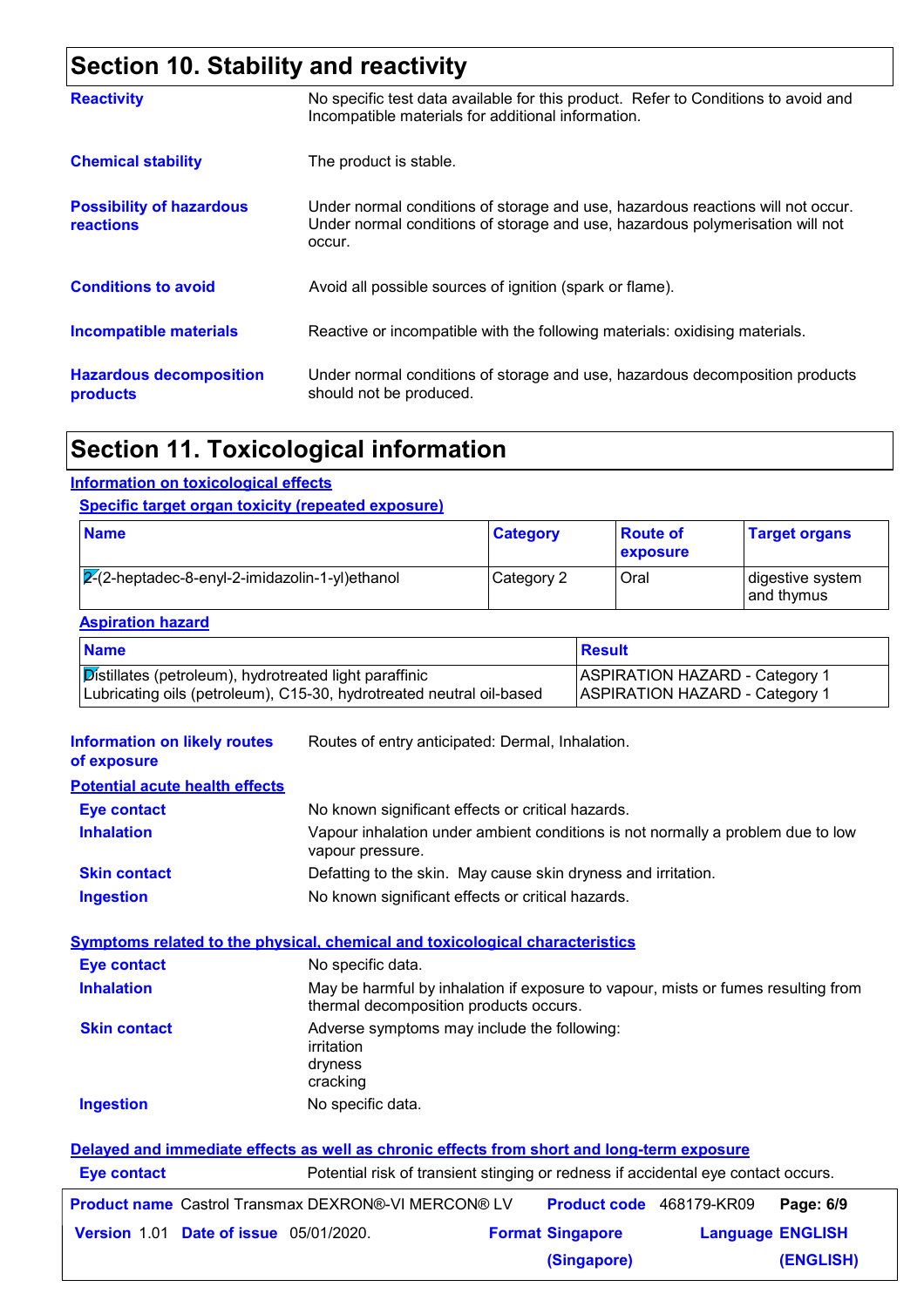# Section 10. Stability and reactivity

**Reactivity**
No specific test data available for this product. Refer to Conditions to avoid and Incompatible materials for additional information.

**Chemical stability**
The product is stable.

**Possibility of hazardous reactions**
Under normal conditions of storage and use, hazardous reactions will not occur. Under normal conditions of storage and use, hazardous polymerisation will not occur.

**Conditions to avoid**
Avoid all possible sources of ignition (spark or flame).

**Incompatible materials**
Reactive or incompatible with the following materials: oxidising materials.

**Hazardous decomposition products**
Under normal conditions of storage and use, hazardous decomposition products should not be produced.

# Section 11. Toxicological information

## Information on toxicological effects

### Specific target organ toxicity (repeated exposure)

| Name | Category | Route of exposure | Target organs |
|---|---|---|---|
| 2-(2-heptadec-8-enyl-2-imidazolin-1-yl)ethanol | Category 2 | Oral | digestive system and thymus |

### Aspiration hazard

| Name | Result |
|---|---|
| Distillates (petroleum), hydrotreated light paraffinic | ASPIRATION HAZARD - Category 1 |
| Lubricating oils (petroleum), C15-30, hydrotreated neutral oil-based | ASPIRATION HAZARD - Category 1 |

**Information on likely routes of exposure**
Routes of entry anticipated: Dermal, Inhalation.

### Potential acute health effects

**Eye contact**
No known significant effects or critical hazards.

**Inhalation**
Vapour inhalation under ambient conditions is not normally a problem due to low vapour pressure.

**Skin contact**
Defatting to the skin. May cause skin dryness and irritation.

**Ingestion**
No known significant effects or critical hazards.

### Symptoms related to the physical, chemical and toxicological characteristics

**Eye contact**
No specific data.

**Inhalation**
May be harmful by inhalation if exposure to vapour, mists or fumes resulting from thermal decomposition products occurs.

**Skin contact**
Adverse symptoms may include the following:
irritation
dryness
cracking

**Ingestion**
No specific data.

### Delayed and immediate effects as well as chronic effects from short and long-term exposure

**Eye contact**
Potential risk of transient stinging or redness if accidental eye contact occurs.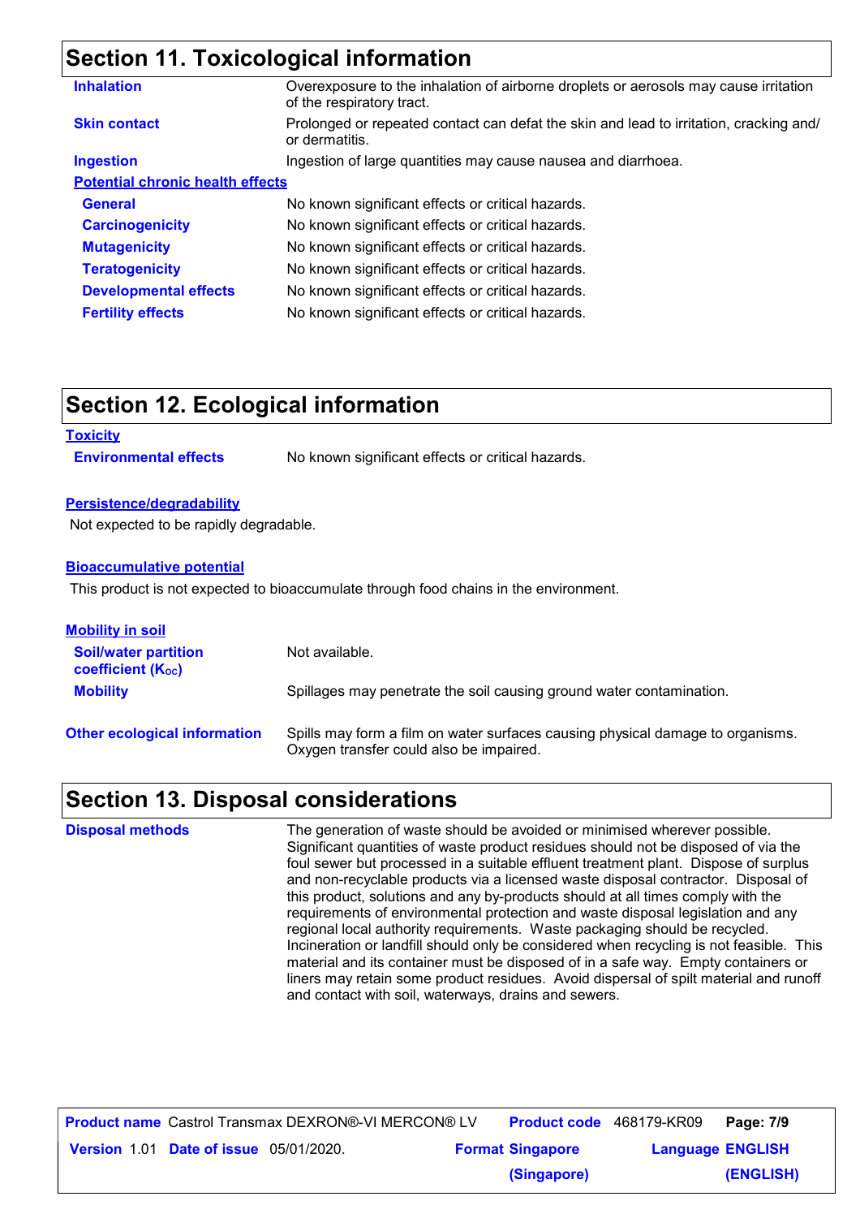## Section 11. Toxicological information

| | |
|---|---|
| **Inhalation** | Overexposure to the inhalation of airborne droplets or aerosols may cause irritation of the respiratory tract. |
| **Skin contact** | Prolonged or repeated contact can defat the skin and lead to irritation, cracking and/or dermatitis. |
| **Ingestion** | Ingestion of large quantities may cause nausea and diarrhoea. |

**Potential chronic health effects**

| | |
|---|---|
| **General** | No known significant effects or critical hazards. |
| **Carcinogenicity** | No known significant effects or critical hazards. |
| **Mutagenicity** | No known significant effects or critical hazards. |
| **Teratogenicity** | No known significant effects or critical hazards. |
| **Developmental effects** | No known significant effects or critical hazards. |
| **Fertility effects** | No known significant effects or critical hazards. |

## Section 12. Ecological information

**Toxicity**

| | |
|---|---|
| **Environmental effects** | No known significant effects or critical hazards. |

**Persistence/degradability**

Not expected to be rapidly degradable.

**Bioaccumulative potential**

This product is not expected to bioaccumulate through food chains in the environment.

**Mobility in soil**

| | |
|---|---|
| **Soil/water partition coefficient ($K_{OC}$)** | Not available. |
| **Mobility** | Spillages may penetrate the soil causing ground water contamination. |

| | |
|---|---|
| **Other ecological information** | Spills may form a film on water surfaces causing physical damage to organisms. Oxygen transfer could also be impaired. |

## Section 13. Disposal considerations

| | |
|---|---|
| **Disposal methods** | The generation of waste should be avoided or minimised wherever possible. Significant quantities of waste product residues should not be disposed of via the foul sewer but processed in a suitable effluent treatment plant. Dispose of surplus and non-recyclable products via a licensed waste disposal contractor. Disposal of this product, solutions and any by-products should at all times comply with the requirements of environmental protection and waste disposal legislation and any regional local authority requirements. Waste packaging should be recycled. Incineration or landfill should only be considered when recycling is not feasible. This material and its container must be disposed of in a safe way. Empty containers or liners may retain some product residues. Avoid dispersal of spilt material and runoff and contact with soil, waterways, drains and sewers. |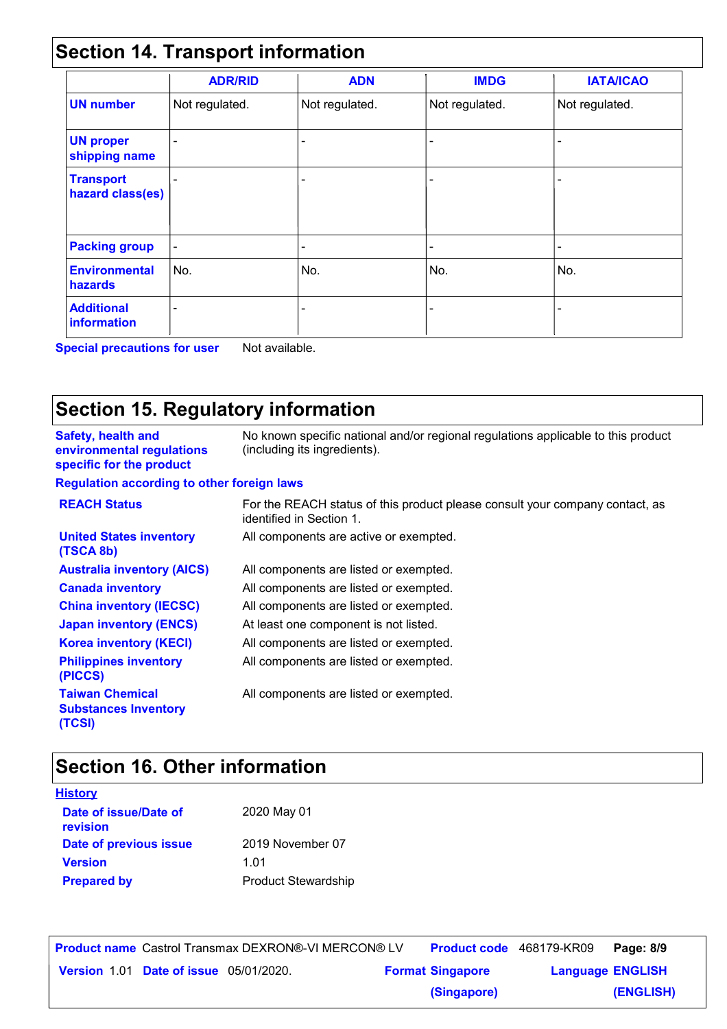## Section 14. Transport information

| | ADR/RID | ADN | IMDG | IATA/ICAO |
|---|---|---|---|---|
| **UN number** | Not regulated. | Not regulated. | Not regulated. | Not regulated. |
| **UN proper shipping name** | - | - | - | - |
| **Transport hazard class(es)** | - | - | - | - |
| **Packing group** | - | - | - | - |
| **Environmental hazards** | No. | No. | No. | No. |
| **Additional information** | - | - | - | - |

**Special precautions for user** Not available.

## Section 15. Regulatory information

**Safety, health and environmental regulations specific for the product**: No known specific national and/or regional regulations applicable to this product (including its ingredients).

**Regulation according to other foreign laws**

| | |
|---|---|
| **REACH Status** | For the REACH status of this product please consult your company contact, as identified in Section 1. |
| **United States inventory (TSCA 8b)** | All components are active or exempted. |
| **Australia inventory (AICS)** | All components are listed or exempted. |
| **Canada inventory** | All components are listed or exempted. |
| **China inventory (IECSC)** | All components are listed or exempted. |
| **Japan inventory (ENCS)** | At least one component is not listed. |
| **Korea inventory (KECI)** | All components are listed or exempted. |
| **Philippines inventory (PICCS)** | All components are listed or exempted. |
| **Taiwan Chemical Substances Inventory (TCSI)** | All components are listed or exempted. |

## Section 16. Other information

**History**

| | |
|---|---|
| **Date of issue/Date of revision** | 2020 May 01 |
| **Date of previous issue** | 2019 November 07 |
| **Version** | 1.01 |
| **Prepared by** | Product Stewardship |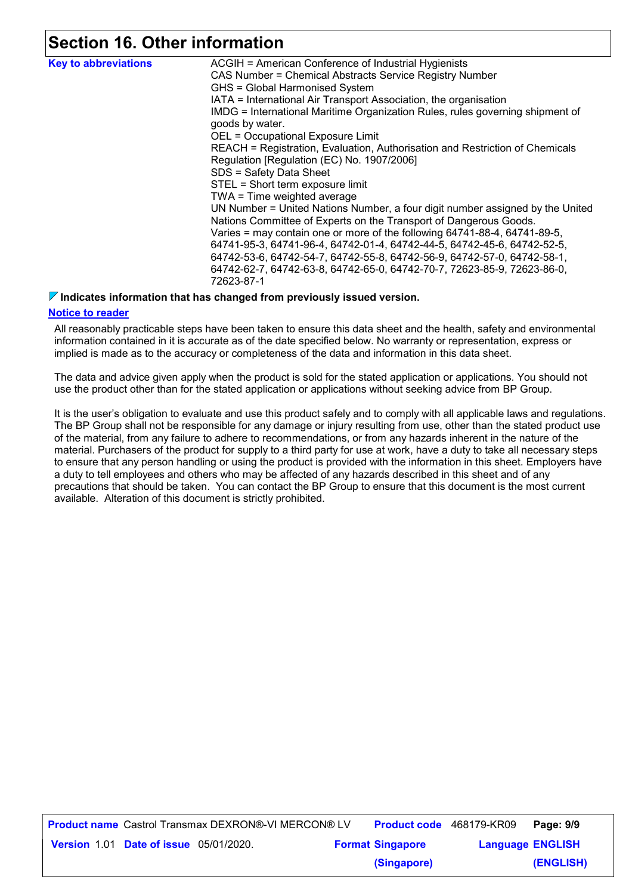# Section 16. Other information

**Key to abbreviations**

ACGIH = American Conference of Industrial Hygienists
CAS Number = Chemical Abstracts Service Registry Number
GHS = Global Harmonised System
IATA = International Air Transport Association, the organisation
IMDG = International Maritime Organization Rules, rules governing shipment of goods by water.
OEL = Occupational Exposure Limit
REACH = Registration, Evaluation, Authorisation and Restriction of Chemicals Regulation [Regulation (EC) No. 1907/2006]
SDS = Safety Data Sheet
STEL = Short term exposure limit
TWA = Time weighted average
UN Number = United Nations Number, a four digit number assigned by the United Nations Committee of Experts on the Transport of Dangerous Goods.
Varies = may contain one or more of the following 64741-88-4, 64741-89-5, 64741-95-3, 64741-96-4, 64742-01-4, 64742-44-5, 64742-45-6, 64742-52-5, 64742-53-6, 64742-54-7, 64742-55-8, 64742-56-9, 64742-57-0, 64742-58-1, 64742-62-7, 64742-63-8, 64742-65-0, 64742-70-7, 72623-85-9, 72623-86-0, 72623-87-1

**Indicates information that has changed from previously issued version.**

**Notice to reader**

All reasonably practicable steps have been taken to ensure this data sheet and the health, safety and environmental information contained in it is accurate as of the date specified below. No warranty or representation, express or implied is made as to the accuracy or completeness of the data and information in this data sheet.

The data and advice given apply when the product is sold for the stated application or applications. You should not use the product other than for the stated application or applications without seeking advice from BP Group.

It is the user's obligation to evaluate and use this product safely and to comply with all applicable laws and regulations. The BP Group shall not be responsible for any damage or injury resulting from use, other than the stated product use of the material, from any failure to adhere to recommendations, or from any hazards inherent in the nature of the material. Purchasers of the product for supply to a third party for use at work, have a duty to take all necessary steps to ensure that any person handling or using the product is provided with the information in this sheet. Employers have a duty to tell employees and others who may be affected of any hazards described in this sheet and of any precautions that should be taken. You can contact the BP Group to ensure that this document is the most current available. Alteration of this document is strictly prohibited.